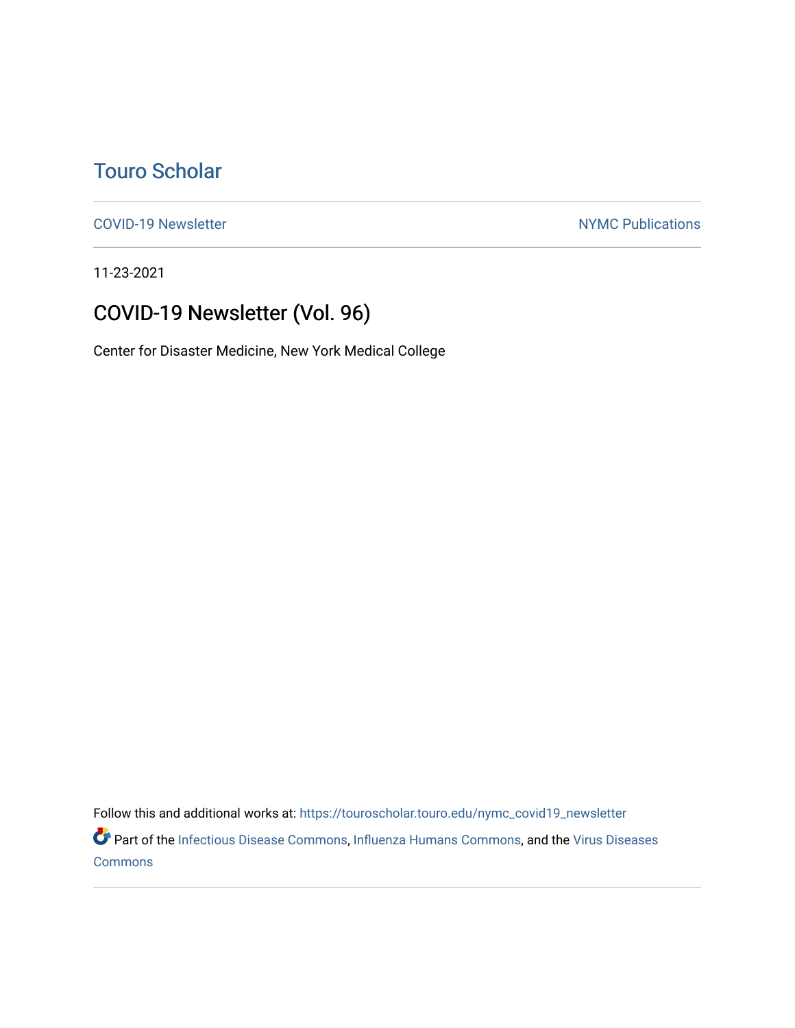# Touro Scholar

COVID-19 Newsletter

NYMC Publications

11-23-2021

## COVID-19 Newsletter (Vol. 96)

Center for Disaster Medicine, New York Medical College

Follow this and additional works at: https://touroscholar.touro.edu/nymc_covid19_newsletter

Part of the Infectious Disease Commons, Influenza Humans Commons, and the Virus Diseases Commons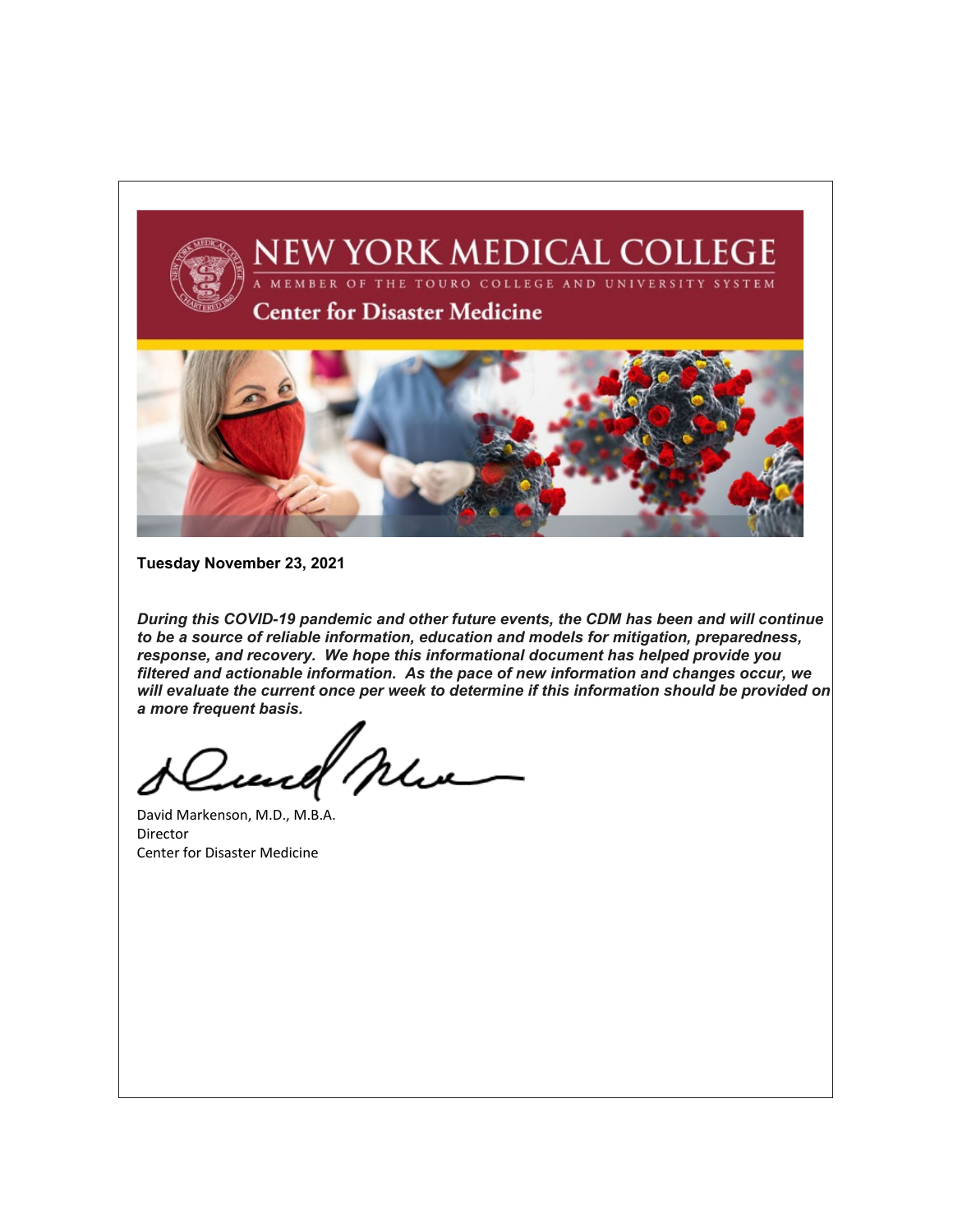# NEW YORK MEDICAL COLLEGE

A MEMBER OF THE TOURO COLLEGE AND UNIVERSITY SYSTEM

## Center for Disaster Medicine

**Tuesday November 23, 2021**

***During this COVID-19 pandemic and other future events, the CDM has been and will continue to be a source of reliable information, education and models for mitigation, preparedness, response, and recovery. We hope this informational document has helped provide you filtered and actionable information. As the pace of new information and changes occur, we will evaluate the current once per week to determine if this information should be provided on a more frequent basis.***

David Markenson, M.D., M.B.A.
Director
Center for Disaster Medicine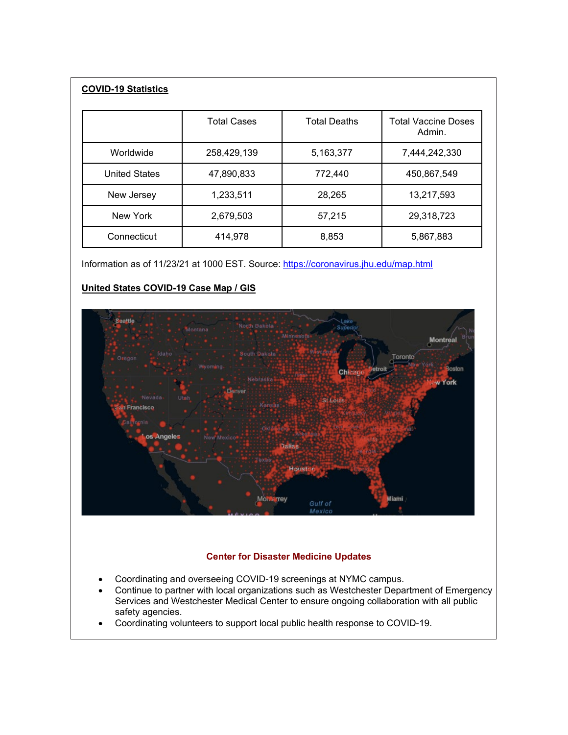**COVID-19 Statistics**

| | Total Cases | Total Deaths | Total Vaccine Doses Admin. |
|---|---|---|---|
| Worldwide | 258,429,139 | 5,163,377 | 7,444,242,330 |
| United States | 47,890,833 | 772,440 | 450,867,549 |
| New Jersey | 1,233,511 | 28,265 | 13,217,593 |
| New York | 2,679,503 | 57,215 | 29,318,723 |
| Connecticut | 414,978 | 8,853 | 5,867,883 |

Information as of 11/23/21 at 1000 EST. Source: https://coronavirus.jhu.edu/map.html

**United States COVID-19 Case Map / GIS**

**Center for Disaster Medicine Updates**

- Coordinating and overseeing COVID-19 screenings at NYMC campus.
- Continue to partner with local organizations such as Westchester Department of Emergency Services and Westchester Medical Center to ensure ongoing collaboration with all public safety agencies.
- Coordinating volunteers to support local public health response to COVID-19.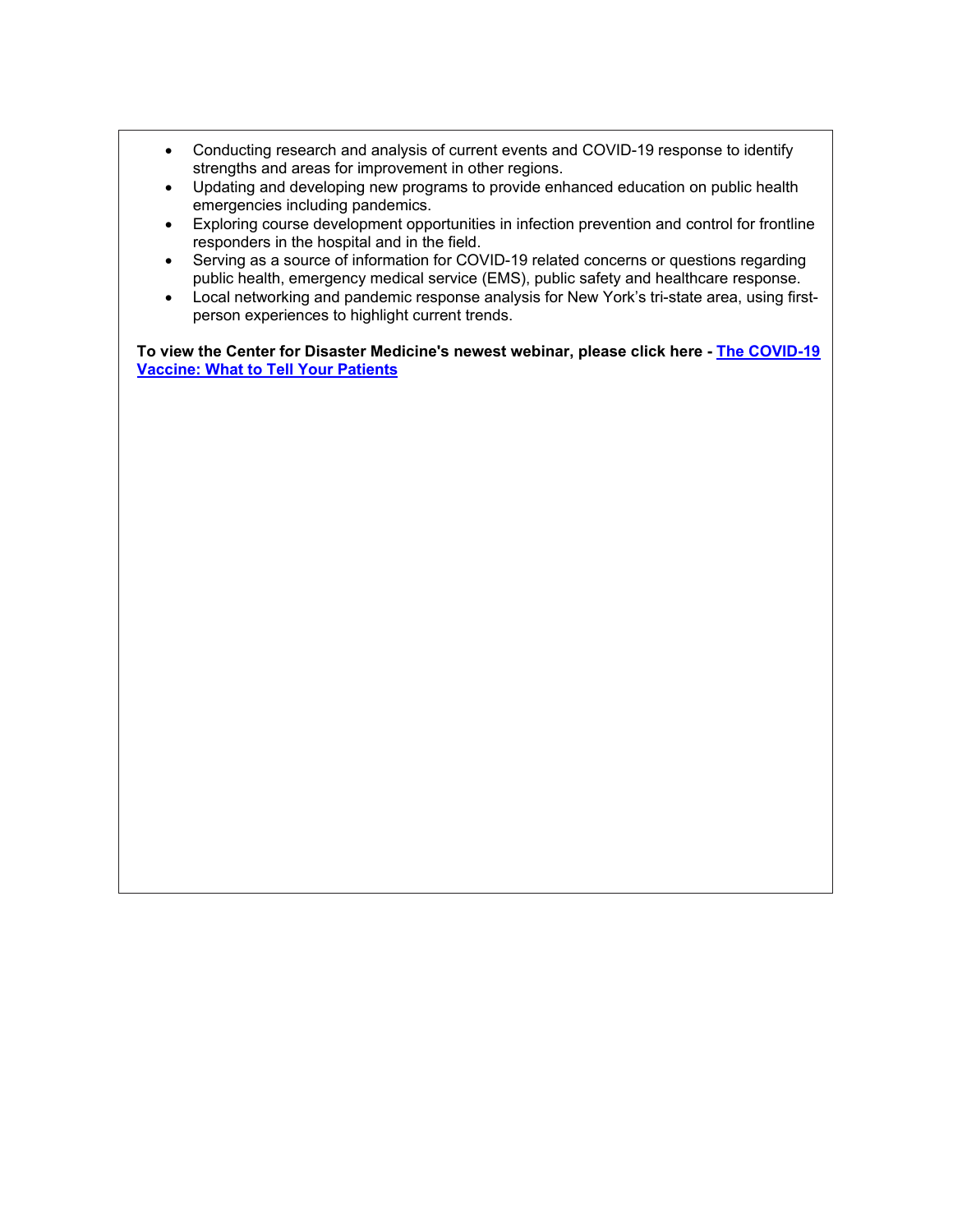- Conducting research and analysis of current events and COVID-19 response to identify strengths and areas for improvement in other regions.
- Updating and developing new programs to provide enhanced education on public health emergencies including pandemics.
- Exploring course development opportunities in infection prevention and control for frontline responders in the hospital and in the field.
- Serving as a source of information for COVID-19 related concerns or questions regarding public health, emergency medical service (EMS), public safety and healthcare response.
- Local networking and pandemic response analysis for New York's tri-state area, using first-person experiences to highlight current trends.

**To view the Center for Disaster Medicine's newest webinar, please click here - The COVID-19 Vaccine: What to Tell Your Patients**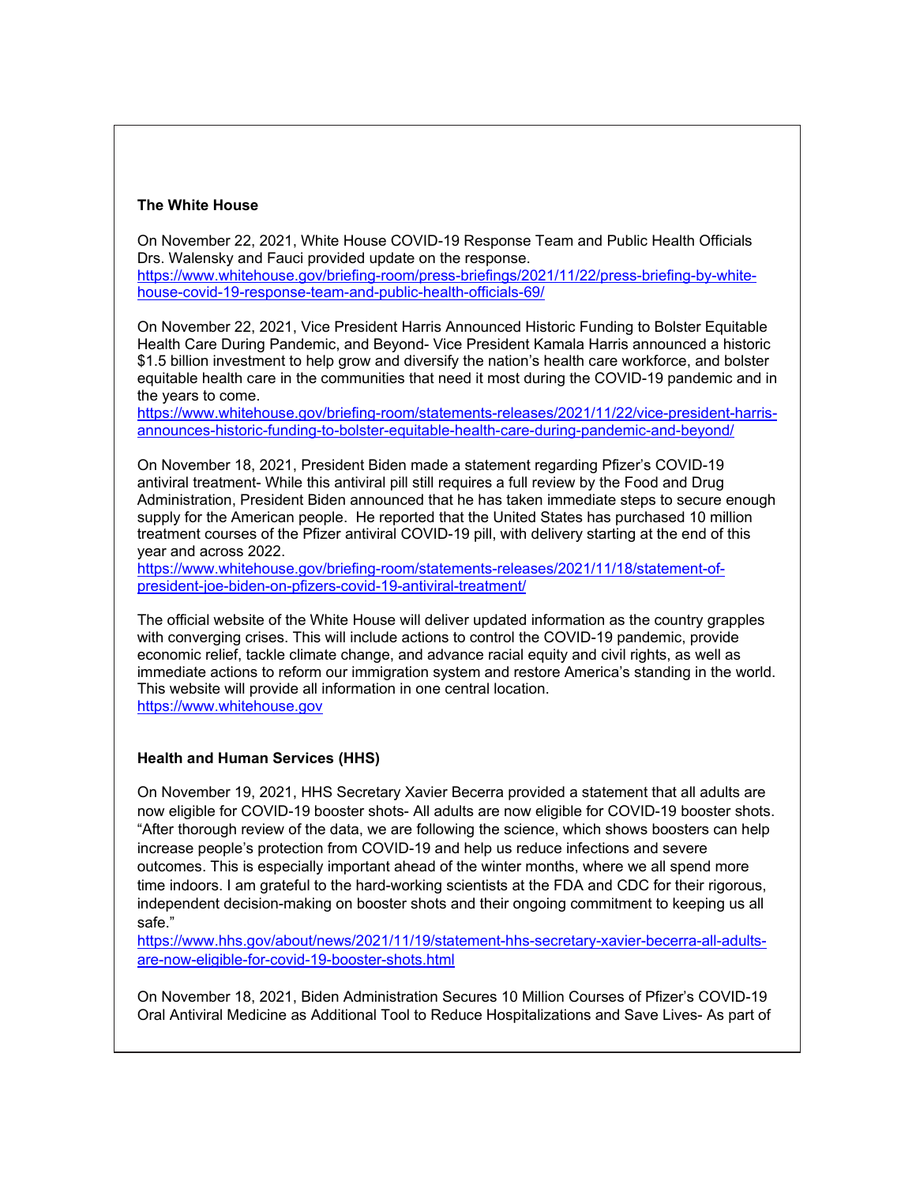**The White House**

On November 22, 2021, White House COVID-19 Response Team and Public Health Officials Drs. Walensky and Fauci provided update on the response.
https://www.whitehouse.gov/briefing-room/press-briefings/2021/11/22/press-briefing-by-white-house-covid-19-response-team-and-public-health-officials-69/

On November 22, 2021, Vice President Harris Announced Historic Funding to Bolster Equitable Health Care During Pandemic, and Beyond- Vice President Kamala Harris announced a historic $1.5 billion investment to help grow and diversify the nation's health care workforce, and bolster equitable health care in the communities that need it most during the COVID-19 pandemic and in the years to come.
https://www.whitehouse.gov/briefing-room/statements-releases/2021/11/22/vice-president-harris-announces-historic-funding-to-bolster-equitable-health-care-during-pandemic-and-beyond/

On November 18, 2021, President Biden made a statement regarding Pfizer's COVID-19 antiviral treatment- While this antiviral pill still requires a full review by the Food and Drug Administration, President Biden announced that he has taken immediate steps to secure enough supply for the American people. He reported that the United States has purchased 10 million treatment courses of the Pfizer antiviral COVID-19 pill, with delivery starting at the end of this year and across 2022.
https://www.whitehouse.gov/briefing-room/statements-releases/2021/11/18/statement-of-president-joe-biden-on-pfizers-covid-19-antiviral-treatment/

The official website of the White House will deliver updated information as the country grapples with converging crises. This will include actions to control the COVID-19 pandemic, provide economic relief, tackle climate change, and advance racial equity and civil rights, as well as immediate actions to reform our immigration system and restore America's standing in the world. This website will provide all information in one central location.
https://www.whitehouse.gov

**Health and Human Services (HHS)**

On November 19, 2021, HHS Secretary Xavier Becerra provided a statement that all adults are now eligible for COVID-19 booster shots- All adults are now eligible for COVID-19 booster shots. "After thorough review of the data, we are following the science, which shows boosters can help increase people's protection from COVID-19 and help us reduce infections and severe outcomes. This is especially important ahead of the winter months, where we all spend more time indoors. I am grateful to the hard-working scientists at the FDA and CDC for their rigorous, independent decision-making on booster shots and their ongoing commitment to keeping us all safe."
https://www.hhs.gov/about/news/2021/11/19/statement-hhs-secretary-xavier-becerra-all-adults-are-now-eligible-for-covid-19-booster-shots.html

On November 18, 2021, Biden Administration Secures 10 Million Courses of Pfizer's COVID-19 Oral Antiviral Medicine as Additional Tool to Reduce Hospitalizations and Save Lives- As part of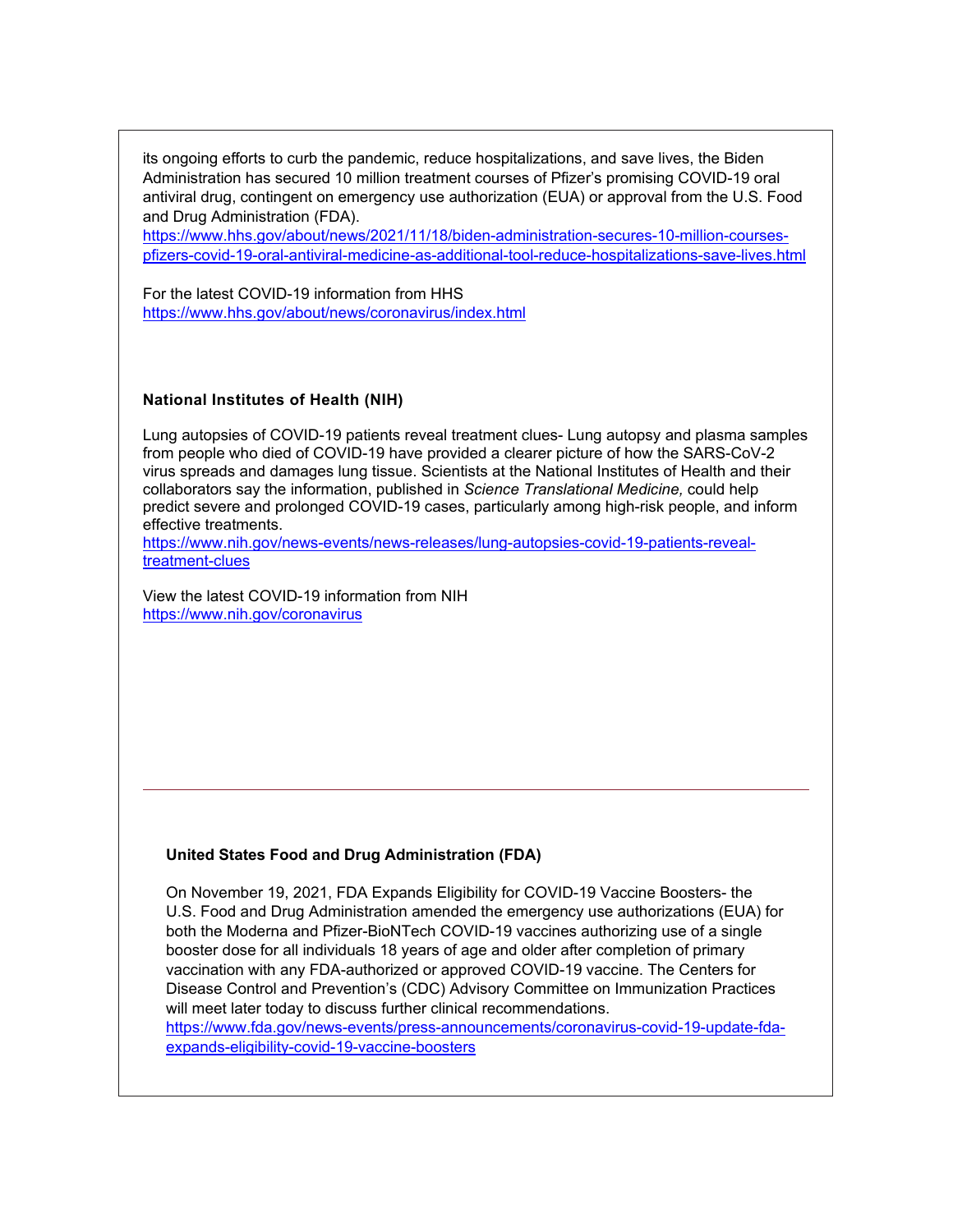its ongoing efforts to curb the pandemic, reduce hospitalizations, and save lives, the Biden Administration has secured 10 million treatment courses of Pfizer's promising COVID-19 oral antiviral drug, contingent on emergency use authorization (EUA) or approval from the U.S. Food and Drug Administration (FDA).
https://www.hhs.gov/about/news/2021/11/18/biden-administration-secures-10-million-courses-pfizers-covid-19-oral-antiviral-medicine-as-additional-tool-reduce-hospitalizations-save-lives.html

For the latest COVID-19 information from HHS
https://www.hhs.gov/about/news/coronavirus/index.html

**National Institutes of Health (NIH)**

Lung autopsies of COVID-19 patients reveal treatment clues- Lung autopsy and plasma samples from people who died of COVID-19 have provided a clearer picture of how the SARS-CoV-2 virus spreads and damages lung tissue. Scientists at the National Institutes of Health and their collaborators say the information, published in *Science Translational Medicine,* could help predict severe and prolonged COVID-19 cases, particularly among high-risk people, and inform effective treatments.
https://www.nih.gov/news-events/news-releases/lung-autopsies-covid-19-patients-reveal-treatment-clues

View the latest COVID-19 information from NIH
https://www.nih.gov/coronavirus

---

**United States Food and Drug Administration (FDA)**

On November 19, 2021, FDA Expands Eligibility for COVID-19 Vaccine Boosters- the U.S. Food and Drug Administration amended the emergency use authorizations (EUA) for both the Moderna and Pfizer-BioNTech COVID-19 vaccines authorizing use of a single booster dose for all individuals 18 years of age and older after completion of primary vaccination with any FDA-authorized or approved COVID-19 vaccine. The Centers for Disease Control and Prevention's (CDC) Advisory Committee on Immunization Practices will meet later today to discuss further clinical recommendations.
https://www.fda.gov/news-events/press-announcements/coronavirus-covid-19-update-fda-expands-eligibility-covid-19-vaccine-boosters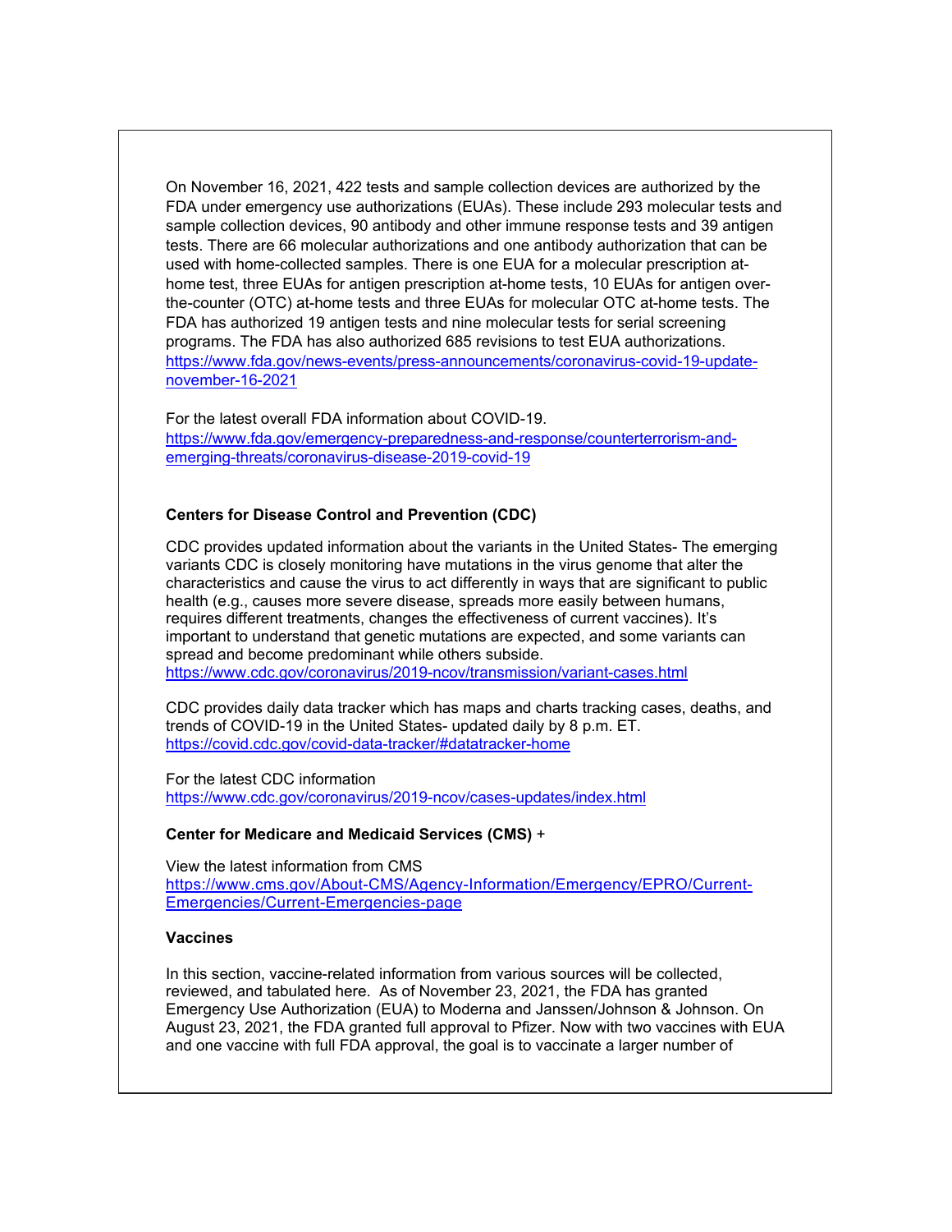On November 16, 2021, 422 tests and sample collection devices are authorized by the FDA under emergency use authorizations (EUAs). These include 293 molecular tests and sample collection devices, 90 antibody and other immune response tests and 39 antigen tests. There are 66 molecular authorizations and one antibody authorization that can be used with home-collected samples. There is one EUA for a molecular prescription at-home test, three EUAs for antigen prescription at-home tests, 10 EUAs for antigen over-the-counter (OTC) at-home tests and three EUAs for molecular OTC at-home tests. The FDA has authorized 19 antigen tests and nine molecular tests for serial screening programs. The FDA has also authorized 685 revisions to test EUA authorizations. https://www.fda.gov/news-events/press-announcements/coronavirus-covid-19-update-november-16-2021

For the latest overall FDA information about COVID-19.
https://www.fda.gov/emergency-preparedness-and-response/counterterrorism-and-emerging-threats/coronavirus-disease-2019-covid-19

**Centers for Disease Control and Prevention (CDC)**

CDC provides updated information about the variants in the United States- The emerging variants CDC is closely monitoring have mutations in the virus genome that alter the characteristics and cause the virus to act differently in ways that are significant to public health (e.g., causes more severe disease, spreads more easily between humans, requires different treatments, changes the effectiveness of current vaccines). It's important to understand that genetic mutations are expected, and some variants can spread and become predominant while others subside.
https://www.cdc.gov/coronavirus/2019-ncov/transmission/variant-cases.html

CDC provides daily data tracker which has maps and charts tracking cases, deaths, and trends of COVID-19 in the United States- updated daily by 8 p.m. ET.
https://covid.cdc.gov/covid-data-tracker/#datatracker-home

For the latest CDC information
https://www.cdc.gov/coronavirus/2019-ncov/cases-updates/index.html

**Center for Medicare and Medicaid Services (CMS)** +

View the latest information from CMS
https://www.cms.gov/About-CMS/Agency-Information/Emergency/EPRO/Current-Emergencies/Current-Emergencies-page

**Vaccines**

In this section, vaccine-related information from various sources will be collected, reviewed, and tabulated here. As of November 23, 2021, the FDA has granted Emergency Use Authorization (EUA) to Moderna and Janssen/Johnson & Johnson. On August 23, 2021, the FDA granted full approval to Pfizer. Now with two vaccines with EUA and one vaccine with full FDA approval, the goal is to vaccinate a larger number of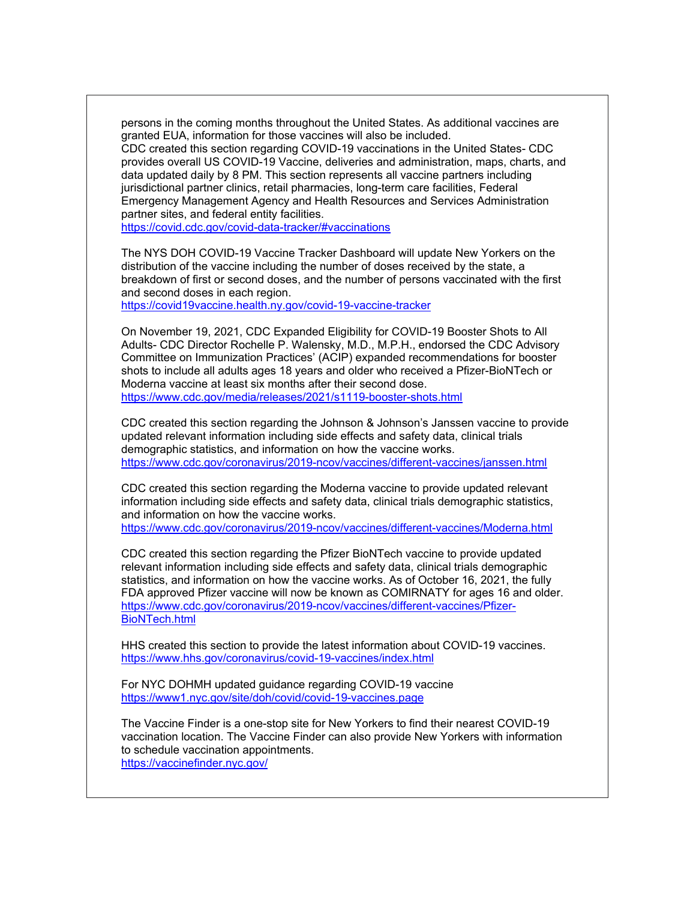persons in the coming months throughout the United States. As additional vaccines are granted EUA, information for those vaccines will also be included.
CDC created this section regarding COVID-19 vaccinations in the United States- CDC provides overall US COVID-19 Vaccine, deliveries and administration, maps, charts, and data updated daily by 8 PM. This section represents all vaccine partners including jurisdictional partner clinics, retail pharmacies, long-term care facilities, Federal Emergency Management Agency and Health Resources and Services Administration partner sites, and federal entity facilities.
https://covid.cdc.gov/covid-data-tracker/#vaccinations

The NYS DOH COVID-19 Vaccine Tracker Dashboard will update New Yorkers on the distribution of the vaccine including the number of doses received by the state, a breakdown of first or second doses, and the number of persons vaccinated with the first and second doses in each region.
https://covid19vaccine.health.ny.gov/covid-19-vaccine-tracker

On November 19, 2021, CDC Expanded Eligibility for COVID-19 Booster Shots to All Adults- CDC Director Rochelle P. Walensky, M.D., M.P.H., endorsed the CDC Advisory Committee on Immunization Practices' (ACIP) expanded recommendations for booster shots to include all adults ages 18 years and older who received a Pfizer-BioNTech or Moderna vaccine at least six months after their second dose.
https://www.cdc.gov/media/releases/2021/s1119-booster-shots.html

CDC created this section regarding the Johnson & Johnson's Janssen vaccine to provide updated relevant information including side effects and safety data, clinical trials demographic statistics, and information on how the vaccine works.
https://www.cdc.gov/coronavirus/2019-ncov/vaccines/different-vaccines/janssen.html

CDC created this section regarding the Moderna vaccine to provide updated relevant information including side effects and safety data, clinical trials demographic statistics, and information on how the vaccine works.
https://www.cdc.gov/coronavirus/2019-ncov/vaccines/different-vaccines/Moderna.html

CDC created this section regarding the Pfizer BioNTech vaccine to provide updated relevant information including side effects and safety data, clinical trials demographic statistics, and information on how the vaccine works. As of October 16, 2021, the fully FDA approved Pfizer vaccine will now be known as COMIRNATY for ages 16 and older.
https://www.cdc.gov/coronavirus/2019-ncov/vaccines/different-vaccines/Pfizer-BioNTech.html

HHS created this section to provide the latest information about COVID-19 vaccines.
https://www.hhs.gov/coronavirus/covid-19-vaccines/index.html

For NYC DOHMH updated guidance regarding COVID-19 vaccine
https://www1.nyc.gov/site/doh/covid/covid-19-vaccines.page

The Vaccine Finder is a one-stop site for New Yorkers to find their nearest COVID-19 vaccination location. The Vaccine Finder can also provide New Yorkers with information to schedule vaccination appointments.
https://vaccinefinder.nyc.gov/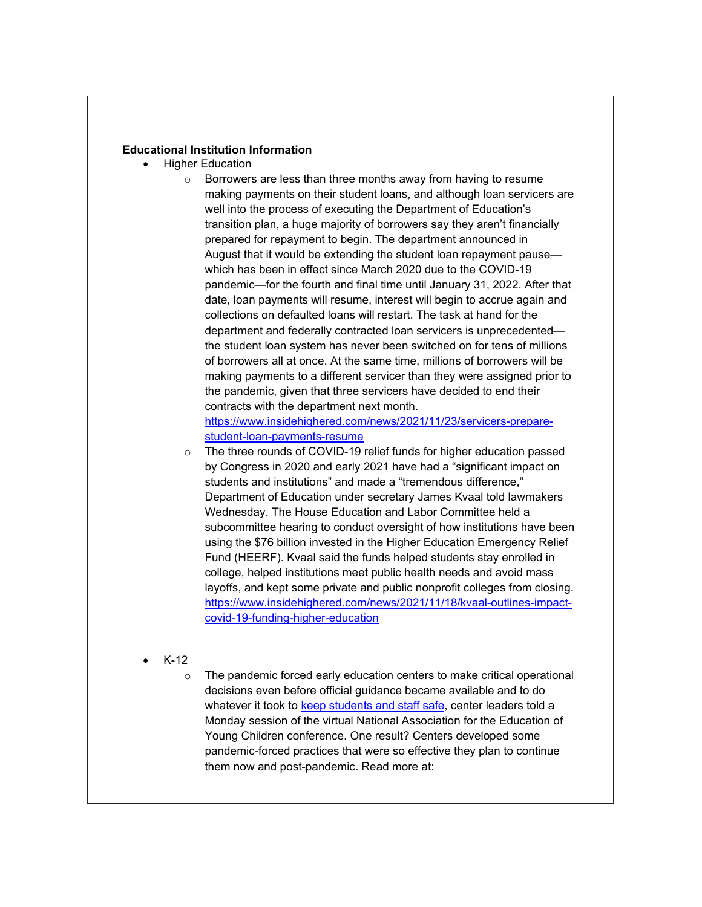**Educational Institution Information**

- Higher Education
    - Borrowers are less than three months away from having to resume making payments on their student loans, and although loan servicers are well into the process of executing the Department of Education's transition plan, a huge majority of borrowers say they aren't financially prepared for repayment to begin. The department announced in August that it would be extending the student loan repayment pause—which has been in effect since March 2020 due to the COVID-19 pandemic—for the fourth and final time until January 31, 2022. After that date, loan payments will resume, interest will begin to accrue again and collections on defaulted loans will restart. The task at hand for the department and federally contracted loan servicers is unprecedented—the student loan system has never been switched on for tens of millions of borrowers all at once. At the same time, millions of borrowers will be making payments to a different servicer than they were assigned prior to the pandemic, given that three servicers have decided to end their contracts with the department next month. [https://www.insidehighered.com/news/2021/11/23/servicers-prepare-student-loan-payments-resume](https://www.insidehighered.com/news/2021/11/23/servicers-prepare-student-loan-payments-resume)
    - The three rounds of COVID-19 relief funds for higher education passed by Congress in 2020 and early 2021 have had a "significant impact on students and institutions" and made a "tremendous difference," Department of Education under secretary James Kvaal told lawmakers Wednesday. The House Education and Labor Committee held a subcommittee hearing to conduct oversight of how institutions have been using the $76 billion invested in the Higher Education Emergency Relief Fund (HEERF). Kvaal said the funds helped students stay enrolled in college, helped institutions meet public health needs and avoid mass layoffs, and kept some private and public nonprofit colleges from closing. [https://www.insidehighered.com/news/2021/11/18/kvaal-outlines-impact-covid-19-funding-higher-education](https://www.insidehighered.com/news/2021/11/18/kvaal-outlines-impact-covid-19-funding-higher-education)

- K-12
    - The pandemic forced early education centers to make critical operational decisions even before official guidance became available and to do whatever it took to keep students and staff safe, center leaders told a Monday session of the virtual National Association for the Education of Young Children conference. One result? Centers developed some pandemic-forced practices that were so effective they plan to continue them now and post-pandemic. Read more at: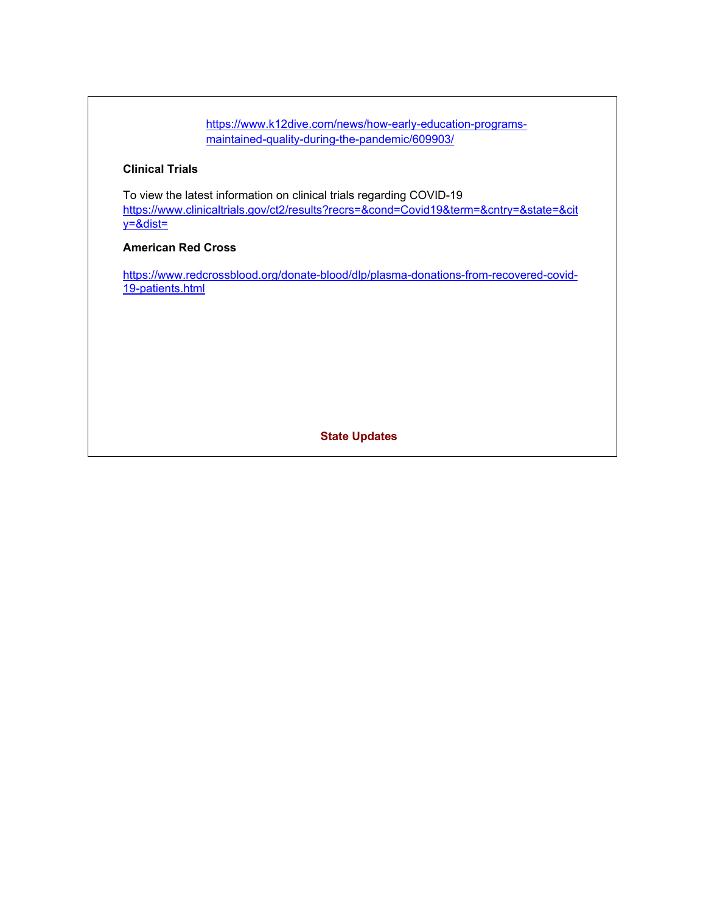https://www.k12dive.com/news/how-early-education-programs-maintained-quality-during-the-pandemic/609903/

**Clinical Trials**

To view the latest information on clinical trials regarding COVID-19
https://www.clinicaltrials.gov/ct2/results?recrs=&cond=Covid19&term=&cntry=&state=&city=&dist=

**American Red Cross**

https://www.redcrossblood.org/donate-blood/dlp/plasma-donations-from-recovered-covid-19-patients.html

**State Updates**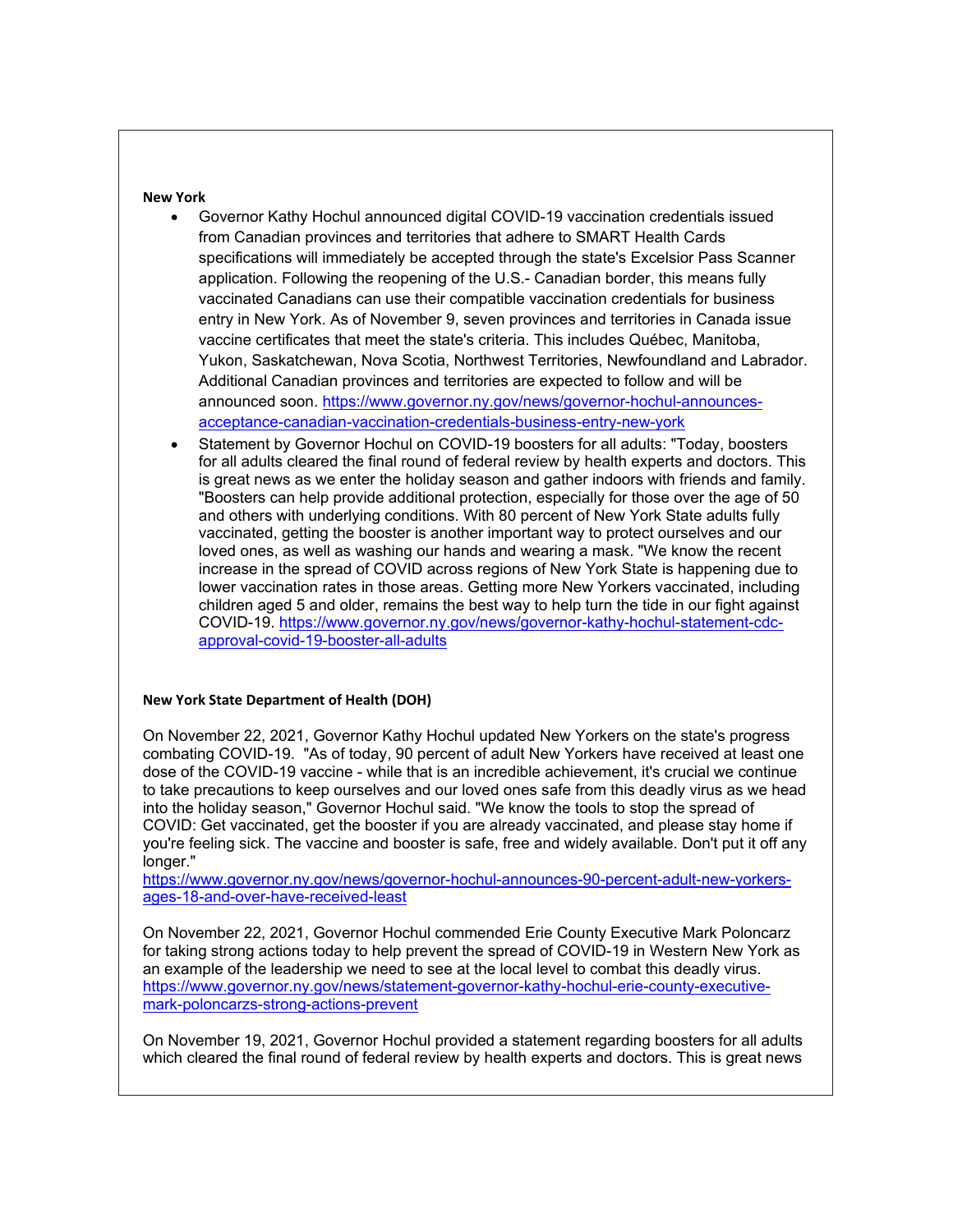**New York**

- Governor Kathy Hochul announced digital COVID-19 vaccination credentials issued from Canadian provinces and territories that adhere to SMART Health Cards specifications will immediately be accepted through the state's Excelsior Pass Scanner application. Following the reopening of the U.S.- Canadian border, this means fully vaccinated Canadians can use their compatible vaccination credentials for business entry in New York. As of November 9, seven provinces and territories in Canada issue vaccine certificates that meet the state's criteria. This includes Québec, Manitoba, Yukon, Saskatchewan, Nova Scotia, Northwest Territories, Newfoundland and Labrador. Additional Canadian provinces and territories are expected to follow and will be announced soon. https://www.governor.ny.gov/news/governor-hochul-announces-acceptance-canadian-vaccination-credentials-business-entry-new-york
- Statement by Governor Hochul on COVID-19 boosters for all adults: "Today, boosters for all adults cleared the final round of federal review by health experts and doctors. This is great news as we enter the holiday season and gather indoors with friends and family. "Boosters can help provide additional protection, especially for those over the age of 50 and others with underlying conditions. With 80 percent of New York State adults fully vaccinated, getting the booster is another important way to protect ourselves and our loved ones, as well as washing our hands and wearing a mask. "We know the recent increase in the spread of COVID across regions of New York State is happening due to lower vaccination rates in those areas. Getting more New Yorkers vaccinated, including children aged 5 and older, remains the best way to help turn the tide in our fight against COVID-19. https://www.governor.ny.gov/news/governor-kathy-hochul-statement-cdc-approval-covid-19-booster-all-adults

**New York State Department of Health (DOH)**

On November 22, 2021, Governor Kathy Hochul updated New Yorkers on the state's progress combating COVID-19. "As of today, 90 percent of adult New Yorkers have received at least one dose of the COVID-19 vaccine - while that is an incredible achievement, it's crucial we continue to take precautions to keep ourselves and our loved ones safe from this deadly virus as we head into the holiday season," Governor Hochul said. "We know the tools to stop the spread of COVID: Get vaccinated, get the booster if you are already vaccinated, and please stay home if you're feeling sick. The vaccine and booster is safe, free and widely available. Don't put it off any longer."
https://www.governor.ny.gov/news/governor-hochul-announces-90-percent-adult-new-yorkers-ages-18-and-over-have-received-least

On November 22, 2021, Governor Hochul commended Erie County Executive Mark Poloncarz for taking strong actions today to help prevent the spread of COVID-19 in Western New York as an example of the leadership we need to see at the local level to combat this deadly virus.
https://www.governor.ny.gov/news/statement-governor-kathy-hochul-erie-county-executive-mark-poloncarzs-strong-actions-prevent

On November 19, 2021, Governor Hochul provided a statement regarding boosters for all adults which cleared the final round of federal review by health experts and doctors. This is great news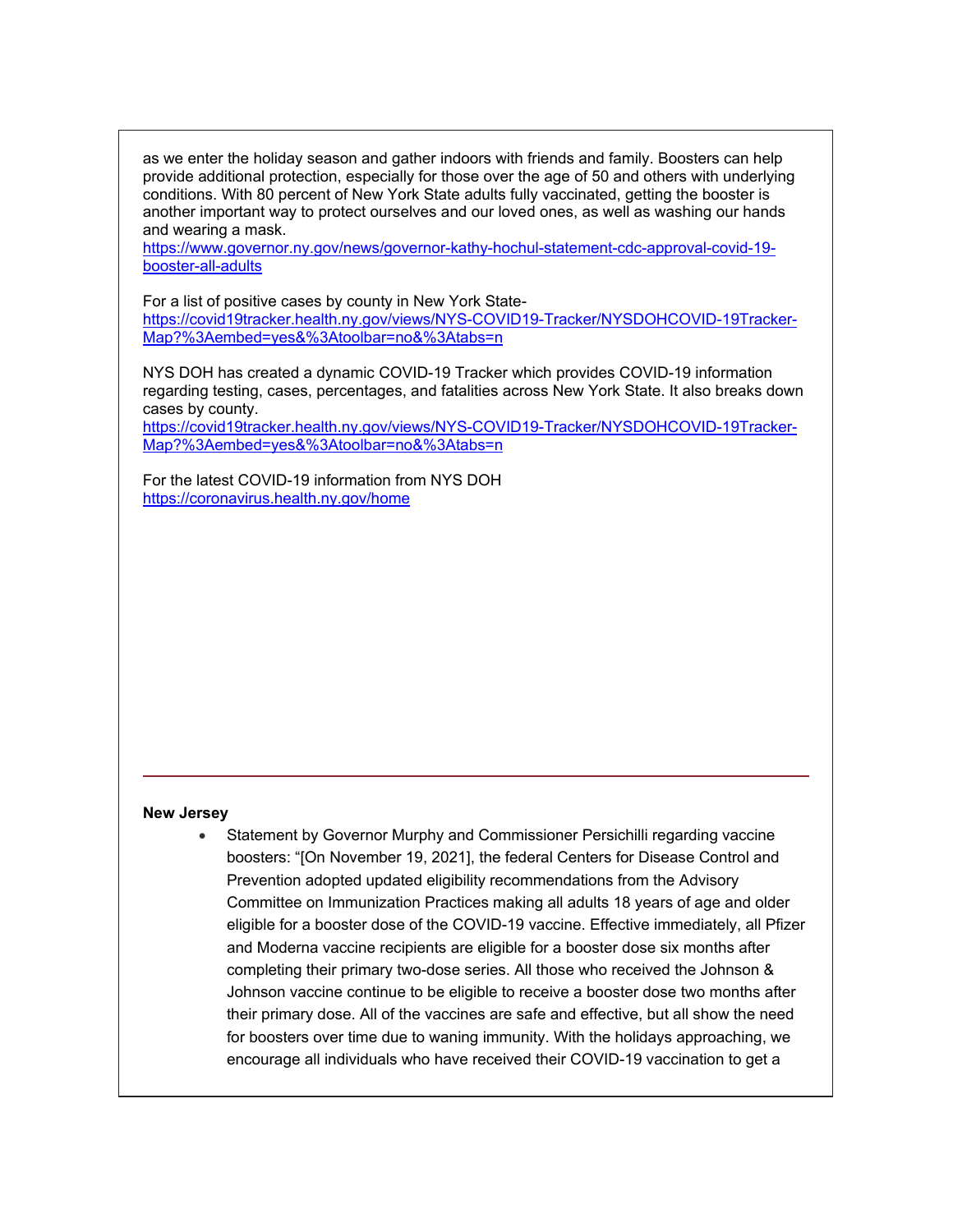as we enter the holiday season and gather indoors with friends and family. Boosters can help provide additional protection, especially for those over the age of 50 and others with underlying conditions. With 80 percent of New York State adults fully vaccinated, getting the booster is another important way to protect ourselves and our loved ones, as well as washing our hands and wearing a mask.
https://www.governor.ny.gov/news/governor-kathy-hochul-statement-cdc-approval-covid-19-booster-all-adults

For a list of positive cases by county in New York State-
https://covid19tracker.health.ny.gov/views/NYS-COVID19-Tracker/NYSDOHCOVID-19Tracker-Map?%3Aembed=yes&%3Atoolbar=no&%3Atabs=n

NYS DOH has created a dynamic COVID-19 Tracker which provides COVID-19 information regarding testing, cases, percentages, and fatalities across New York State. It also breaks down cases by county.
https://covid19tracker.health.ny.gov/views/NYS-COVID19-Tracker/NYSDOHCOVID-19Tracker-Map?%3Aembed=yes&%3Atoolbar=no&%3Atabs=n

For the latest COVID-19 information from NYS DOH
https://coronavirus.health.ny.gov/home

---

**New Jersey**

- Statement by Governor Murphy and Commissioner Persichilli regarding vaccine boosters: "[On November 19, 2021], the federal Centers for Disease Control and Prevention adopted updated eligibility recommendations from the Advisory Committee on Immunization Practices making all adults 18 years of age and older eligible for a booster dose of the COVID-19 vaccine. Effective immediately, all Pfizer and Moderna vaccine recipients are eligible for a booster dose six months after completing their primary two-dose series. All those who received the Johnson & Johnson vaccine continue to be eligible to receive a booster dose two months after their primary dose. All of the vaccines are safe and effective, but all show the need for boosters over time due to waning immunity. With the holidays approaching, we encourage all individuals who have received their COVID-19 vaccination to get a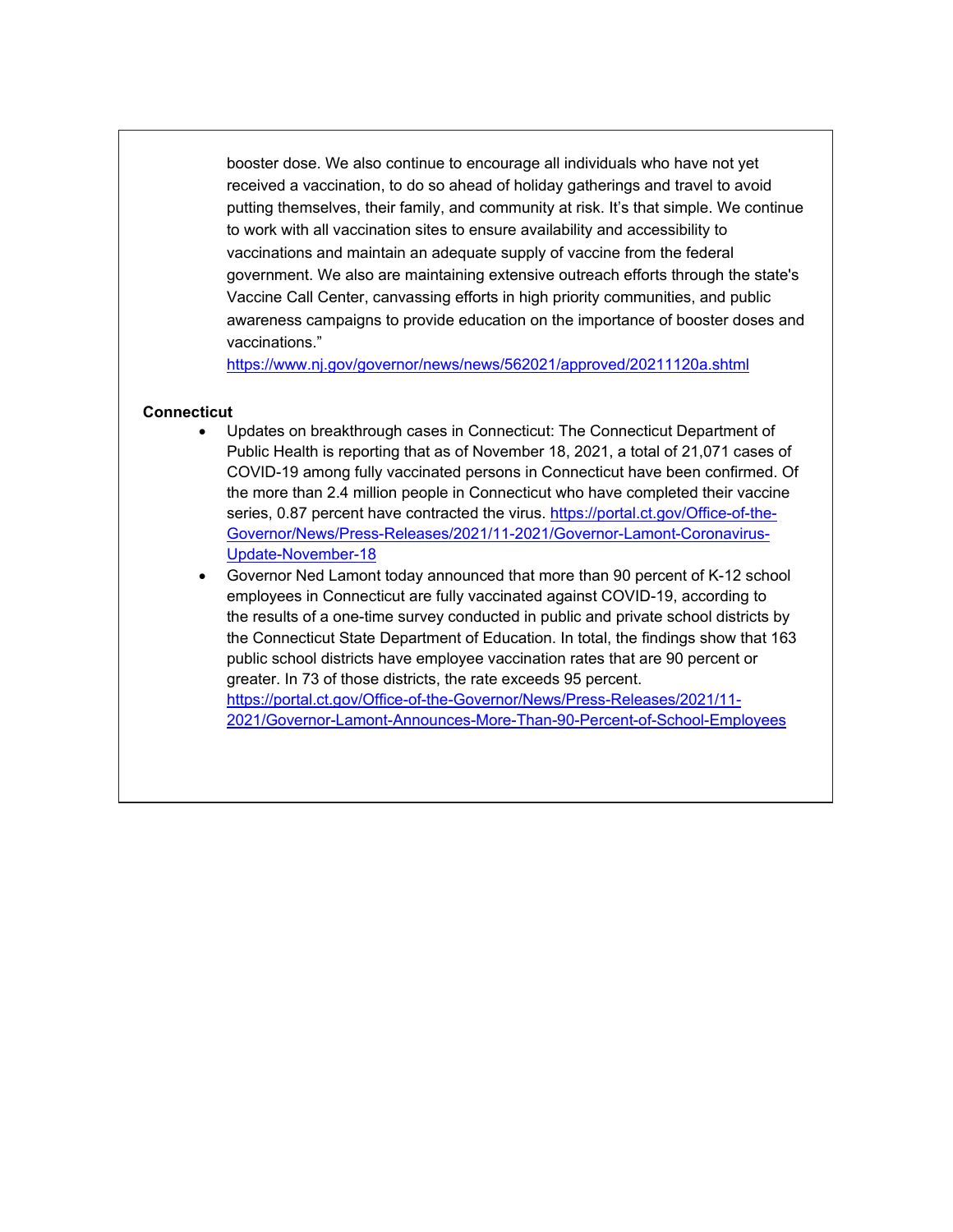booster dose. We also continue to encourage all individuals who have not yet received a vaccination, to do so ahead of holiday gatherings and travel to avoid putting themselves, their family, and community at risk. It's that simple. We continue to work with all vaccination sites to ensure availability and accessibility to vaccinations and maintain an adequate supply of vaccine from the federal government. We also are maintaining extensive outreach efforts through the state's Vaccine Call Center, canvassing efforts in high priority communities, and public awareness campaigns to provide education on the importance of booster doses and vaccinations."
https://www.nj.gov/governor/news/news/562021/approved/20211120a.shtml

**Connecticut**

- Updates on breakthrough cases in Connecticut: The Connecticut Department of Public Health is reporting that as of November 18, 2021, a total of 21,071 cases of COVID-19 among fully vaccinated persons in Connecticut have been confirmed. Of the more than 2.4 million people in Connecticut who have completed their vaccine series, 0.87 percent have contracted the virus. https://portal.ct.gov/Office-of-the-Governor/News/Press-Releases/2021/11-2021/Governor-Lamont-Coronavirus-Update-November-18
- Governor Ned Lamont today announced that more than 90 percent of K-12 school employees in Connecticut are fully vaccinated against COVID-19, according to the results of a one-time survey conducted in public and private school districts by the Connecticut State Department of Education. In total, the findings show that 163 public school districts have employee vaccination rates that are 90 percent or greater. In 73 of those districts, the rate exceeds 95 percent. https://portal.ct.gov/Office-of-the-Governor/News/Press-Releases/2021/11-2021/Governor-Lamont-Announces-More-Than-90-Percent-of-School-Employees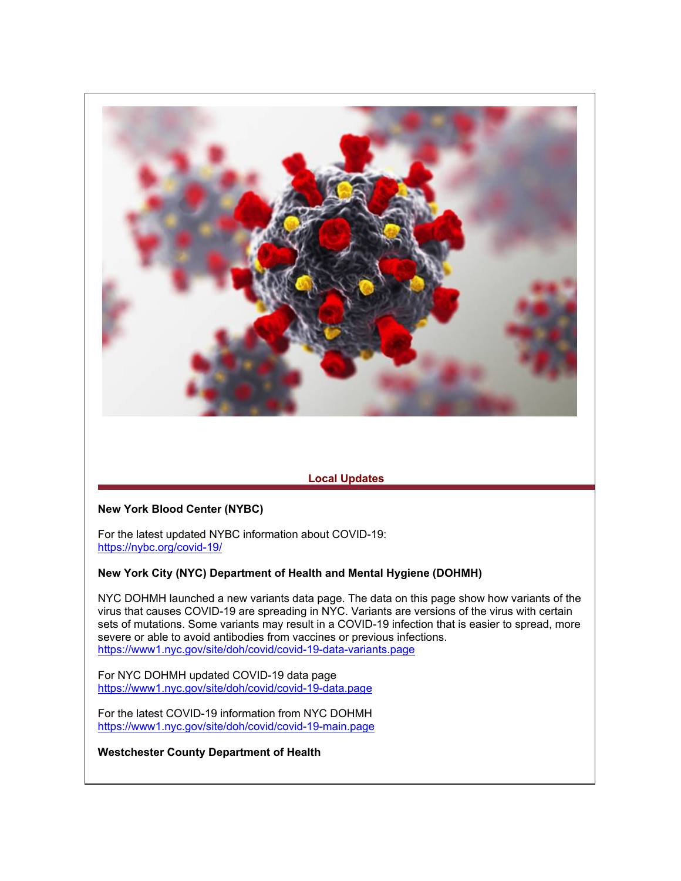## Local Updates

**New York Blood Center (NYBC)**

For the latest updated NYBC information about COVID-19:
https://nybc.org/covid-19/

**New York City (NYC) Department of Health and Mental Hygiene (DOHMH)**

NYC DOHMH launched a new variants data page. The data on this page show how variants of the virus that causes COVID-19 are spreading in NYC. Variants are versions of the virus with certain sets of mutations. Some variants may result in a COVID-19 infection that is easier to spread, more severe or able to avoid antibodies from vaccines or previous infections.
https://www1.nyc.gov/site/doh/covid/covid-19-data-variants.page

For NYC DOHMH updated COVID-19 data page
https://www1.nyc.gov/site/doh/covid/covid-19-data.page

For the latest COVID-19 information from NYC DOHMH
https://www1.nyc.gov/site/doh/covid/covid-19-main.page

**Westchester County Department of Health**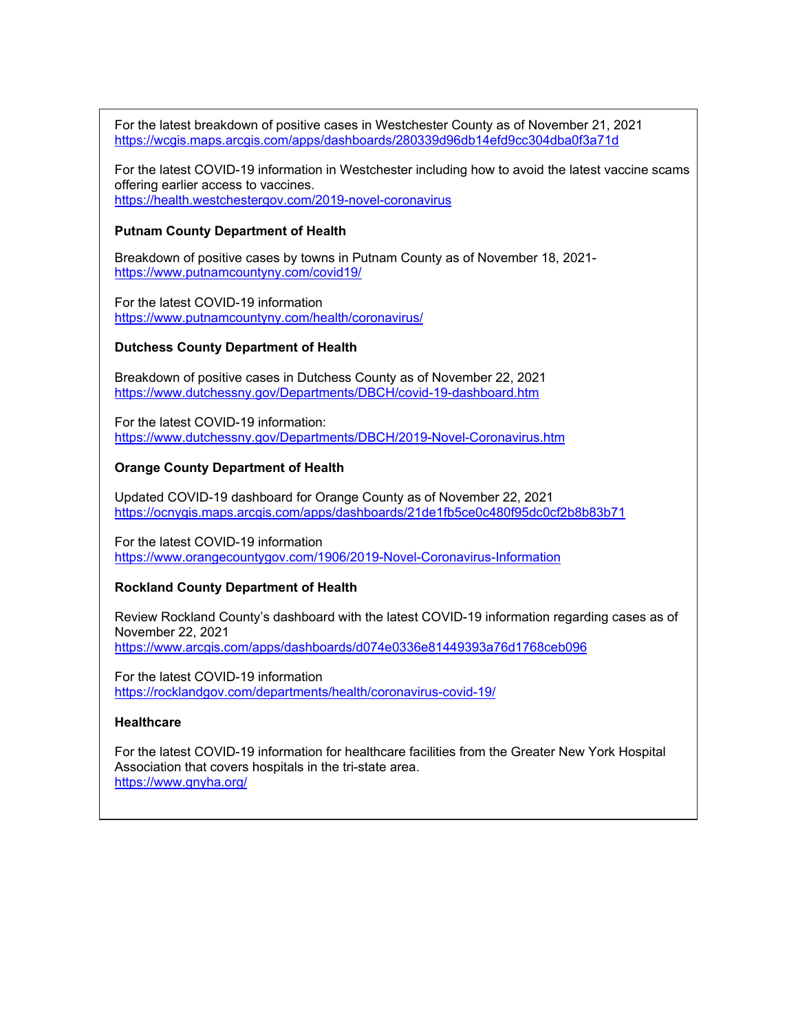For the latest breakdown of positive cases in Westchester County as of November 21, 2021
https://wcgis.maps.arcgis.com/apps/dashboards/280339d96db14efd9cc304dba0f3a71d

For the latest COVID-19 information in Westchester including how to avoid the latest vaccine scams offering earlier access to vaccines.
https://health.westchestergov.com/2019-novel-coronavirus

**Putnam County Department of Health**

Breakdown of positive cases by towns in Putnam County as of November 18, 2021-
https://www.putnamcountyny.com/covid19/

For the latest COVID-19 information
https://www.putnamcountyny.com/health/coronavirus/

**Dutchess County Department of Health**

Breakdown of positive cases in Dutchess County as of November 22, 2021
https://www.dutchessny.gov/Departments/DBCH/covid-19-dashboard.htm

For the latest COVID-19 information:
https://www.dutchessny.gov/Departments/DBCH/2019-Novel-Coronavirus.htm

**Orange County Department of Health**

Updated COVID-19 dashboard for Orange County as of November 22, 2021
https://ocnygis.maps.arcgis.com/apps/dashboards/21de1fb5ce0c480f95dc0cf2b8b83b71

For the latest COVID-19 information
https://www.orangecountygov.com/1906/2019-Novel-Coronavirus-Information

**Rockland County Department of Health**

Review Rockland County's dashboard with the latest COVID-19 information regarding cases as of November 22, 2021
https://www.arcgis.com/apps/dashboards/d074e0336e81449393a76d1768ceb096

For the latest COVID-19 information
https://rocklandgov.com/departments/health/coronavirus-covid-19/

**Healthcare**

For the latest COVID-19 information for healthcare facilities from the Greater New York Hospital Association that covers hospitals in the tri-state area.
https://www.gnyha.org/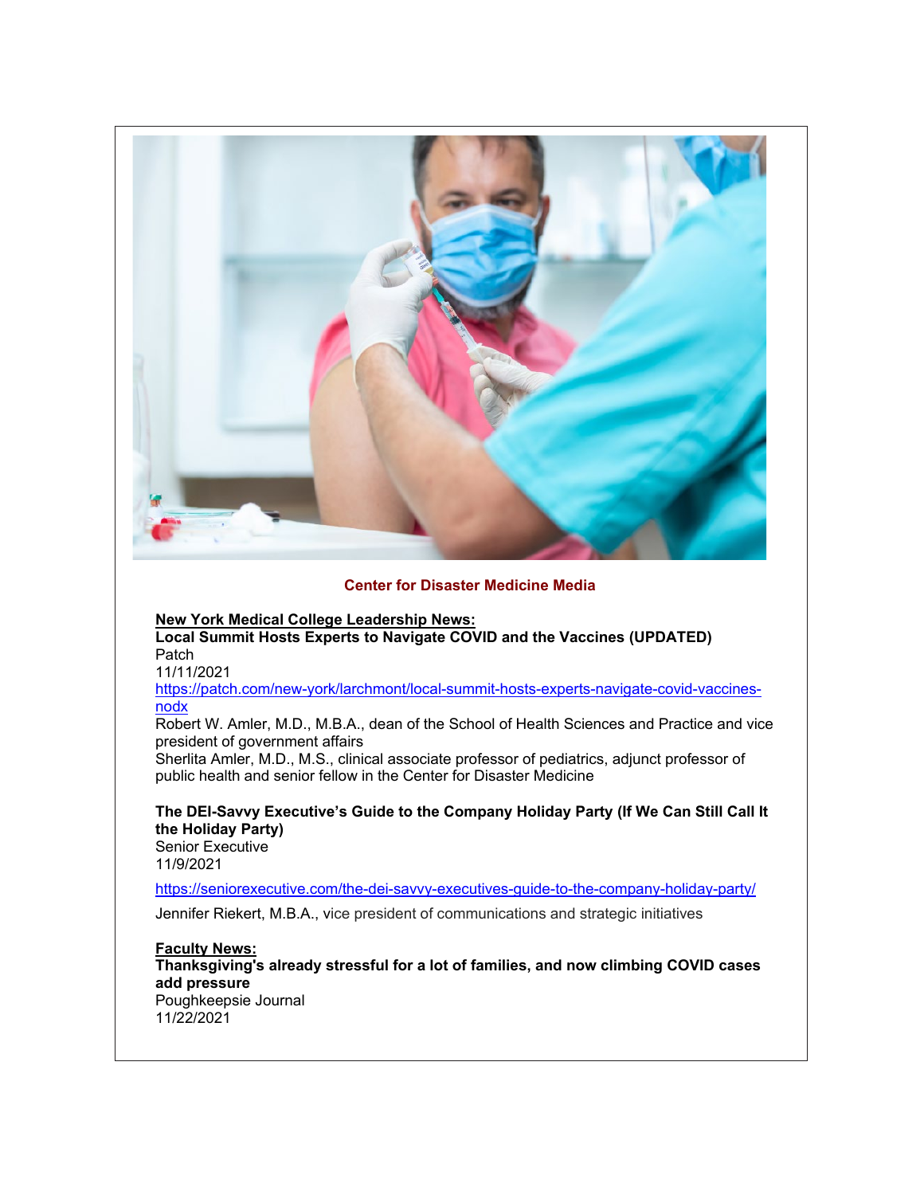**Center for Disaster Medicine Media**

**New York Medical College Leadership News:**

**Local Summit Hosts Experts to Navigate COVID and the Vaccines (UPDATED)**
Patch
11/11/2021
https://patch.com/new-york/larchmont/local-summit-hosts-experts-navigate-covid-vaccines-nodx
Robert W. Amler, M.D., M.B.A., dean of the School of Health Sciences and Practice and vice president of government affairs
Sherlita Amler, M.D., M.S., clinical associate professor of pediatrics, adjunct professor of public health and senior fellow in the Center for Disaster Medicine

**The DEI-Savvy Executive's Guide to the Company Holiday Party (If We Can Still Call It the Holiday Party)**
Senior Executive
11/9/2021

https://seniorexecutive.com/the-dei-savvy-executives-guide-to-the-company-holiday-party/

Jennifer Riekert, M.B.A., vice president of communications and strategic initiatives

**Faculty News:**

**Thanksgiving's already stressful for a lot of families, and now climbing COVID cases add pressure**
Poughkeepsie Journal
11/22/2021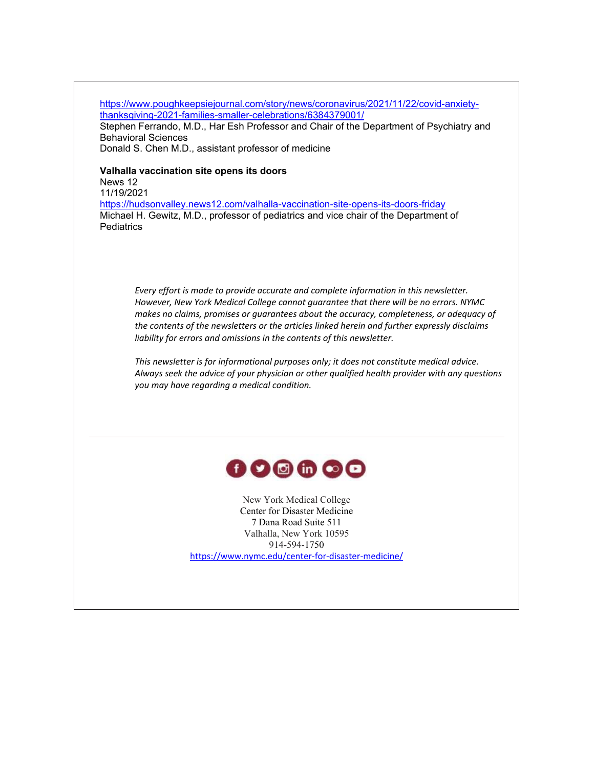https://www.poughkeepsiejournal.com/story/news/coronavirus/2021/11/22/covid-anxiety-thanksgiving-2021-families-smaller-celebrations/6384379001/
Stephen Ferrando, M.D., Har Esh Professor and Chair of the Department of Psychiatry and Behavioral Sciences
Donald S. Chen M.D., assistant professor of medicine

**Valhalla vaccination site opens its doors**
News 12
11/19/2021
https://hudsonvalley.news12.com/valhalla-vaccination-site-opens-its-doors-friday
Michael H. Gewitz, M.D., professor of pediatrics and vice chair of the Department of Pediatrics

*Every effort is made to provide accurate and complete information in this newsletter. However, New York Medical College cannot guarantee that there will be no errors. NYMC makes no claims, promises or guarantees about the accuracy, completeness, or adequacy of the contents of the newsletters or the articles linked herein and further expressly disclaims liability for errors and omissions in the contents of this newsletter.*

*This newsletter is for informational purposes only; it does not constitute medical advice. Always seek the advice of your physician or other qualified health provider with any questions you may have regarding a medical condition.*

---

New York Medical College
Center for Disaster Medicine
7 Dana Road Suite 511
Valhalla, New York 10595
914-594-1750
https://www.nymc.edu/center-for-disaster-medicine/